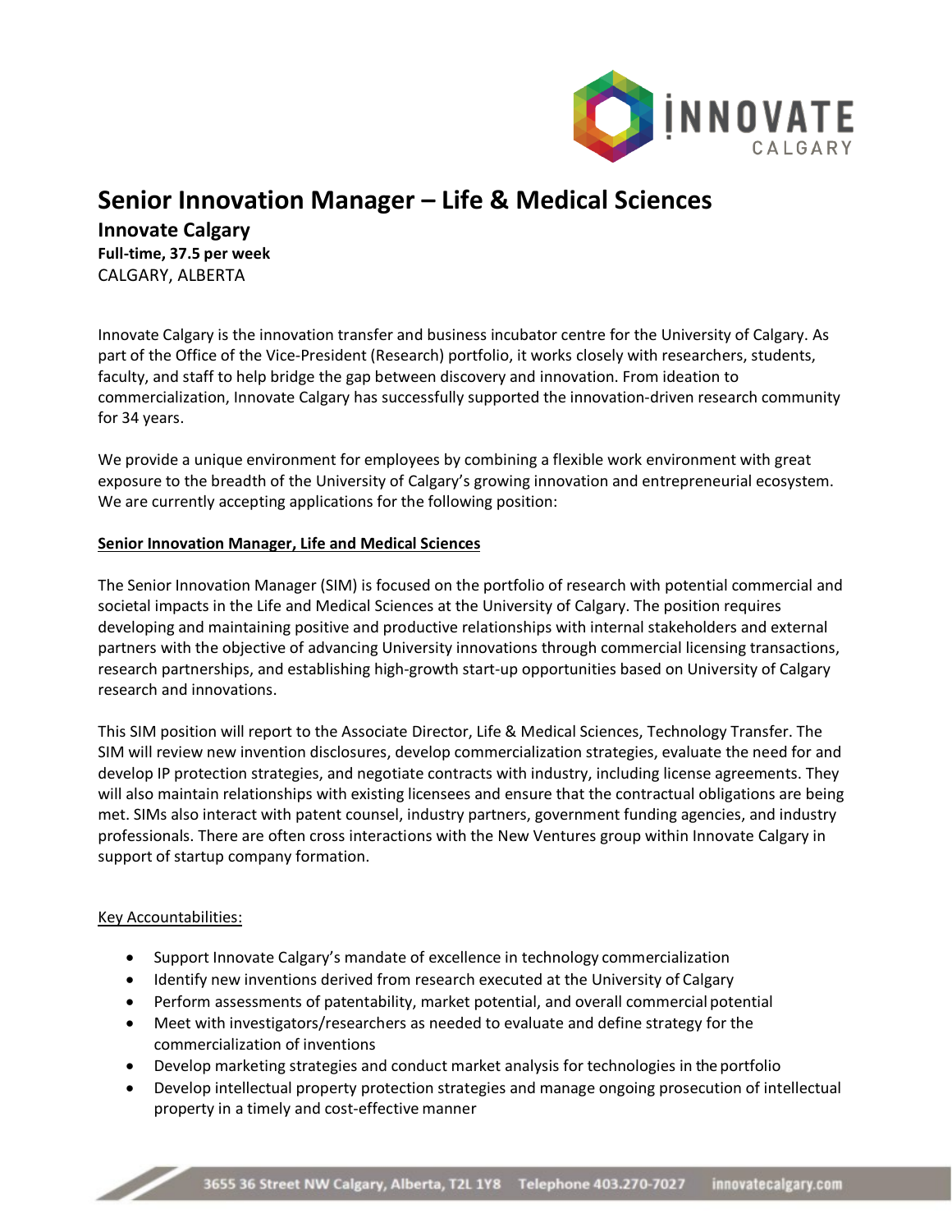# Senior Innovation Manager – Life & Medical Sciences

## Innovate Calgary

**Full-time, 37.5 per week**

CALGARY, ALBERTA

Innovate Calgary is the innovation transfer and business incubator centre for the University of Calgary. As part of the Office of the Vice-President (Research) portfolio, it works closely with researchers, students, faculty, and staff to help bridge the gap between discovery and innovation. From ideation to commercialization, Innovate Calgary has successfully supported the innovation-driven research community for 34 years.

We provide a unique environment for employees by combining a flexible work environment with great exposure to the breadth of the University of Calgary's growing innovation and entrepreneurial ecosystem. We are currently accepting applications for the following position:

**Senior Innovation Manager, Life and Medical Sciences**

The Senior Innovation Manager (SIM) is focused on the portfolio of research with potential commercial and societal impacts in the Life and Medical Sciences at the University of Calgary. The position requires developing and maintaining positive and productive relationships with internal stakeholders and external partners with the objective of advancing University innovations through commercial licensing transactions, research partnerships, and establishing high-growth start-up opportunities based on University of Calgary research and innovations.

This SIM position will report to the Associate Director, Life & Medical Sciences, Technology Transfer. The SIM will review new invention disclosures, develop commercialization strategies, evaluate the need for and develop IP protection strategies, and negotiate contracts with industry, including license agreements. They will also maintain relationships with existing licensees and ensure that the contractual obligations are being met. SIMs also interact with patent counsel, industry partners, government funding agencies, and industry professionals. There are often cross interactions with the New Ventures group within Innovate Calgary in support of startup company formation.

Key Accountabilities:

- Support Innovate Calgary's mandate of excellence in technology commercialization
- Identify new inventions derived from research executed at the University of Calgary
- Perform assessments of patentability, market potential, and overall commercial potential
- Meet with investigators/researchers as needed to evaluate and define strategy for the commercialization of inventions
- Develop marketing strategies and conduct market analysis for technologies in the portfolio
- Develop intellectual property protection strategies and manage ongoing prosecution of intellectual property in a timely and cost-effective manner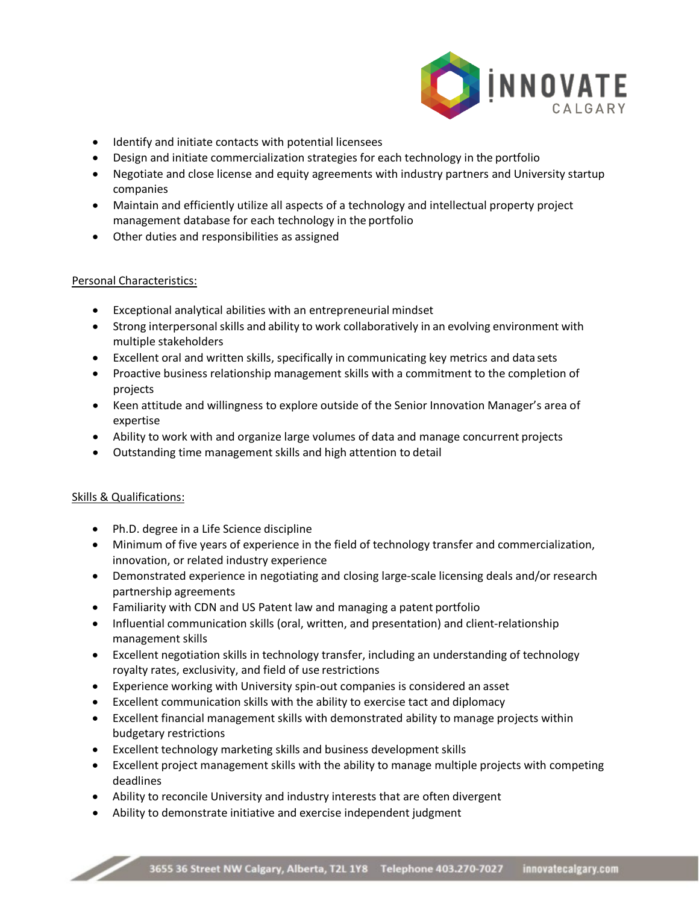- Identify and initiate contacts with potential licensees
- Design and initiate commercialization strategies for each technology in the portfolio
- Negotiate and close license and equity agreements with industry partners and University startup companies
- Maintain and efficiently utilize all aspects of a technology and intellectual property project management database for each technology in the portfolio
- Other duties and responsibilities as assigned

Personal Characteristics:

- Exceptional analytical abilities with an entrepreneurial mindset
- Strong interpersonal skills and ability to work collaboratively in an evolving environment with multiple stakeholders
- Excellent oral and written skills, specifically in communicating key metrics and data sets
- Proactive business relationship management skills with a commitment to the completion of projects
- Keen attitude and willingness to explore outside of the Senior Innovation Manager's area of expertise
- Ability to work with and organize large volumes of data and manage concurrent projects
- Outstanding time management skills and high attention to detail

Skills & Qualifications:

- Ph.D. degree in a Life Science discipline
- Minimum of five years of experience in the field of technology transfer and commercialization, innovation, or related industry experience
- Demonstrated experience in negotiating and closing large-scale licensing deals and/or research partnership agreements
- Familiarity with CDN and US Patent law and managing a patent portfolio
- Influential communication skills (oral, written, and presentation) and client-relationship management skills
- Excellent negotiation skills in technology transfer, including an understanding of technology royalty rates, exclusivity, and field of use restrictions
- Experience working with University spin-out companies is considered an asset
- Excellent communication skills with the ability to exercise tact and diplomacy
- Excellent financial management skills with demonstrated ability to manage projects within budgetary restrictions
- Excellent technology marketing skills and business development skills
- Excellent project management skills with the ability to manage multiple projects with competing deadlines
- Ability to reconcile University and industry interests that are often divergent
- Ability to demonstrate initiative and exercise independent judgment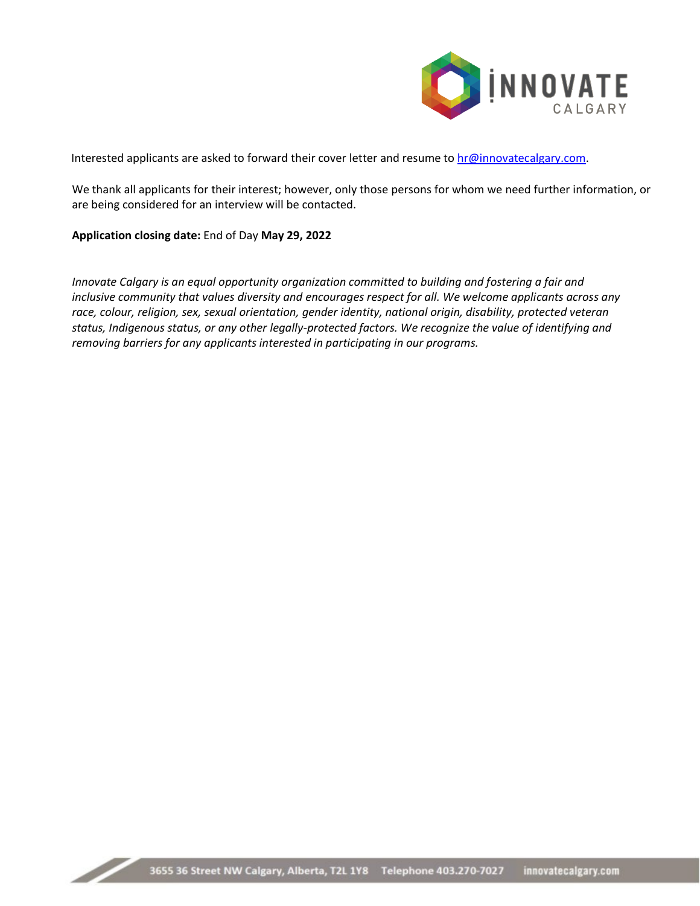Interested applicants are asked to forward their cover letter and resume to [hr@innovatecalgary.com](mailto:hr@innovatecalgary.com).

We thank all applicants for their interest; however, only those persons for whom we need further information, or are being considered for an interview will be contacted.

**Application closing date:** End of Day **May 29, 2022**

*Innovate Calgary is an equal opportunity organization committed to building and fostering a fair and inclusive community that values diversity and encourages respect for all. We welcome applicants across any race, colour, religion, sex, sexual orientation, gender identity, national origin, disability, protected veteran status, Indigenous status, or any other legally-protected factors. We recognize the value of identifying and removing barriers for any applicants interested in participating in our programs.*